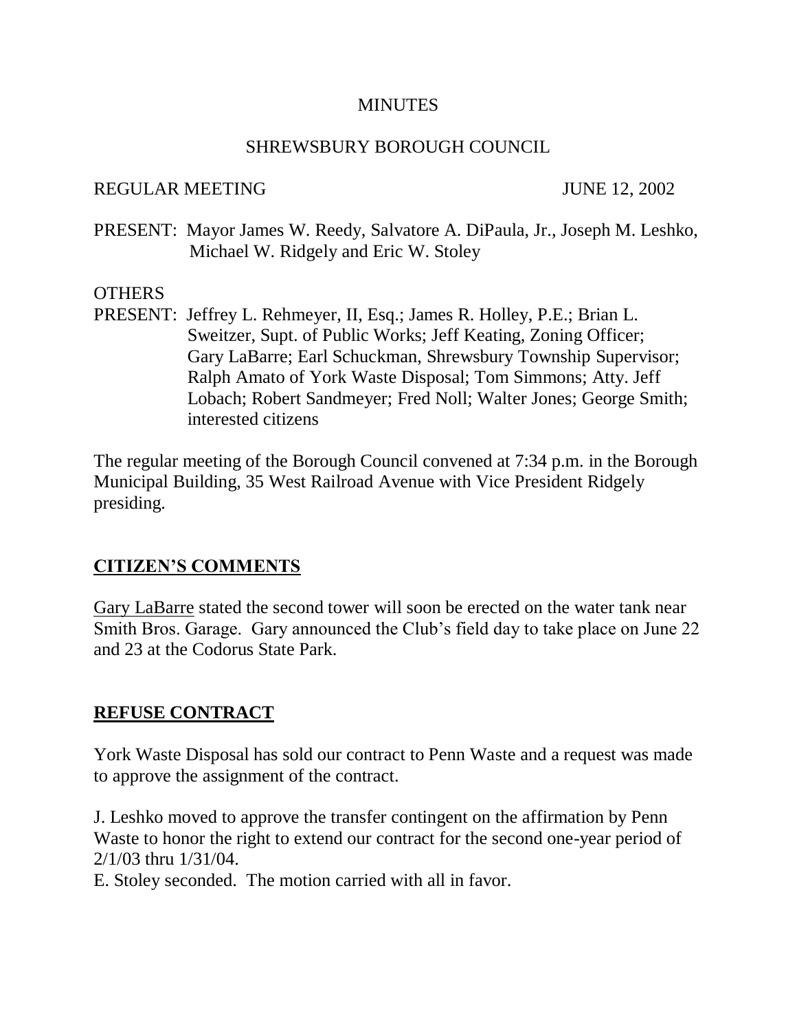# MINUTES

## SHREWSBURY BOROUGH COUNCIL

REGULAR MEETING JUNE 12, 2002

PRESENT: Mayor James W. Reedy, Salvatore A. DiPaula, Jr., Joseph M. Leshko, Michael W. Ridgely and Eric W. Stoley

OTHERS
PRESENT: Jeffrey L. Rehmeyer, II, Esq.; James R. Holley, P.E.; Brian L. Sweitzer, Supt. of Public Works; Jeff Keating, Zoning Officer; Gary LaBarre; Earl Schuckman, Shrewsbury Township Supervisor; Ralph Amato of York Waste Disposal; Tom Simmons; Atty. Jeff Lobach; Robert Sandmeyer; Fred Noll; Walter Jones; George Smith; interested citizens

The regular meeting of the Borough Council convened at 7:34 p.m. in the Borough Municipal Building, 35 West Railroad Avenue with Vice President Ridgely presiding.

## CITIZEN'S COMMENTS

Gary LaBarre stated the second tower will soon be erected on the water tank near Smith Bros. Garage. Gary announced the Club's field day to take place on June 22 and 23 at the Codorus State Park.

## REFUSE CONTRACT

York Waste Disposal has sold our contract to Penn Waste and a request was made to approve the assignment of the contract.

J. Leshko moved to approve the transfer contingent on the affirmation by Penn Waste to honor the right to extend our contract for the second one-year period of 2/1/03 thru 1/31/04.
E. Stoley seconded. The motion carried with all in favor.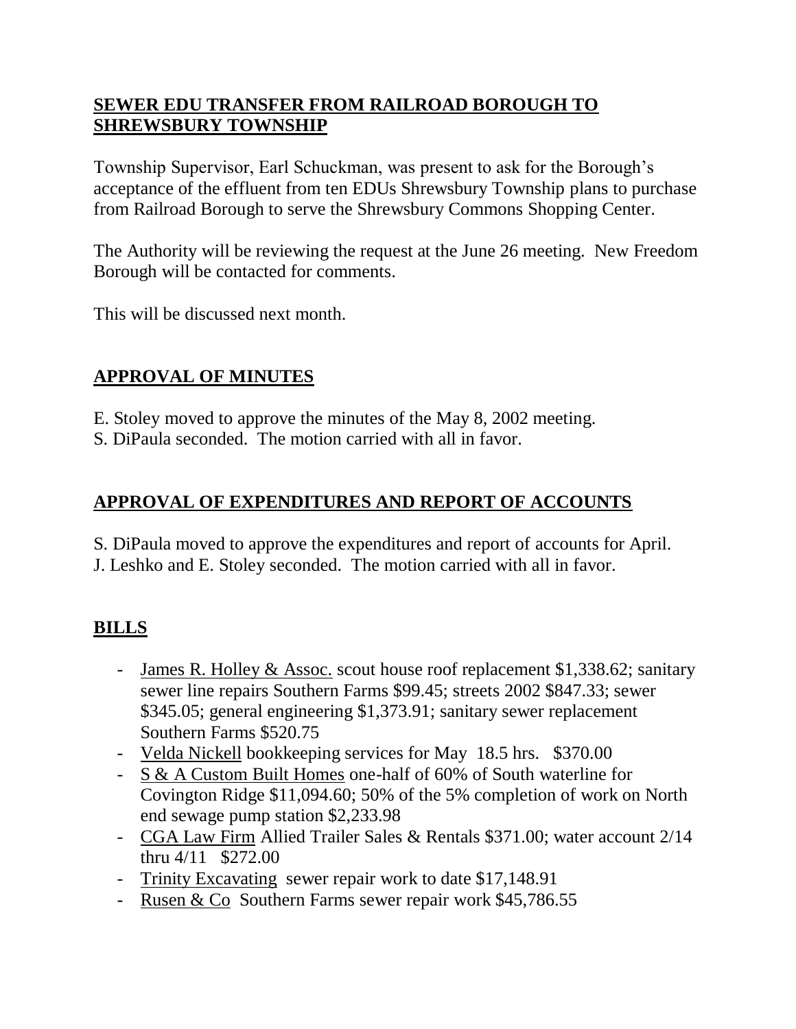## **SEWER EDU TRANSFER FROM RAILROAD BOROUGH TO SHREWSBURY TOWNSHIP**

Township Supervisor, Earl Schuckman, was present to ask for the Borough's acceptance of the effluent from ten EDUs Shrewsbury Township plans to purchase from Railroad Borough to serve the Shrewsbury Commons Shopping Center.

The Authority will be reviewing the request at the June 26 meeting. New Freedom Borough will be contacted for comments.

This will be discussed next month.

## **APPROVAL OF MINUTES**

E. Stoley moved to approve the minutes of the May 8, 2002 meeting.
S. DiPaula seconded. The motion carried with all in favor.

## **APPROVAL OF EXPENDITURES AND REPORT OF ACCOUNTS**

S. DiPaula moved to approve the expenditures and report of accounts for April.
J. Leshko and E. Stoley seconded. The motion carried with all in favor.

## **BILLS**

- James R. Holley & Assoc. scout house roof replacement $1,338.62; sanitary sewer line repairs Southern Farms $99.45; streets 2002 $847.33; sewer $345.05; general engineering $1,373.91; sanitary sewer replacement Southern Farms $520.75
- Velda Nickell bookkeeping services for May 18.5 hrs. $370.00
- S & A Custom Built Homes one-half of 60% of South waterline for Covington Ridge $11,094.60; 50% of the 5% completion of work on North end sewage pump station $2,233.98
- CGA Law Firm Allied Trailer Sales & Rentals $371.00; water account 2/14 thru 4/11 $272.00
- Trinity Excavating sewer repair work to date $17,148.91
- Rusen & Co Southern Farms sewer repair work $45,786.55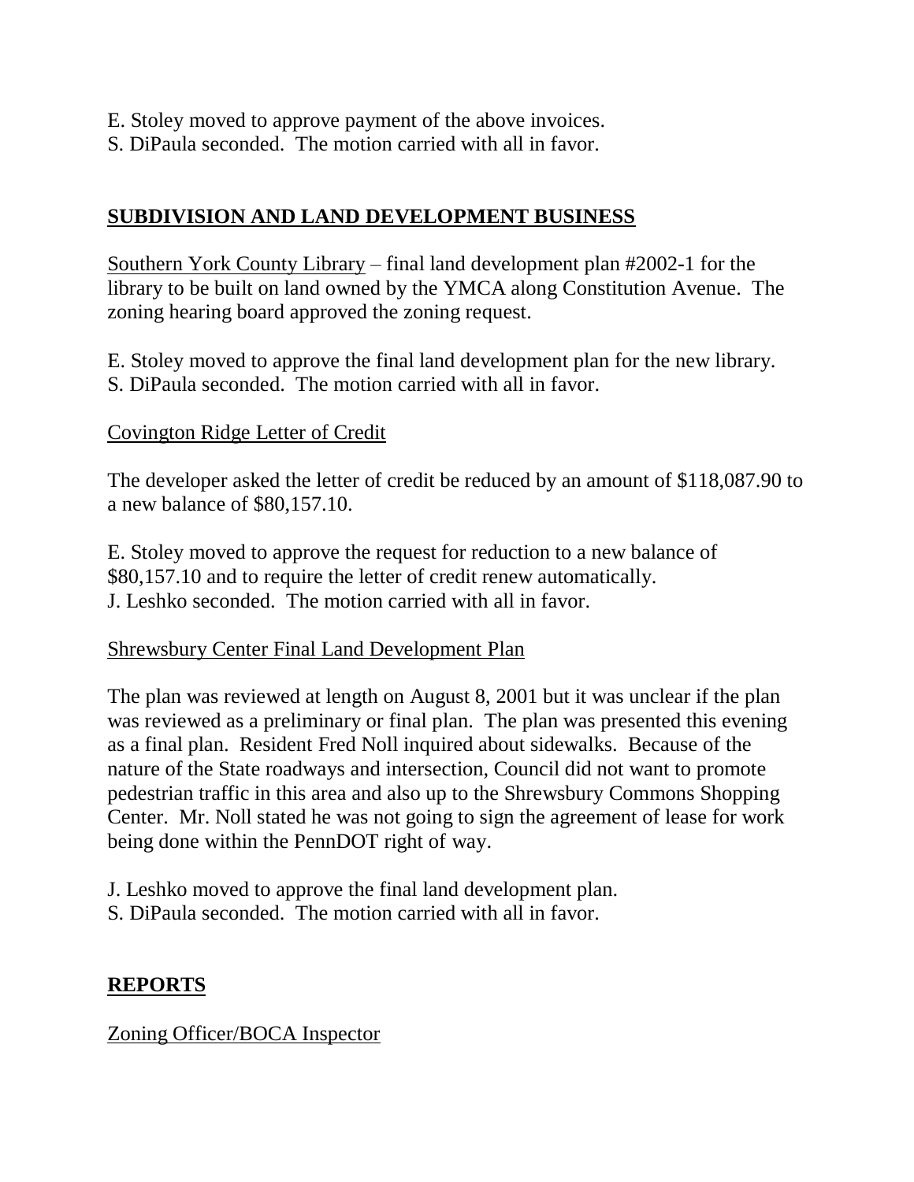E. Stoley moved to approve payment of the above invoices.
S. DiPaula seconded. The motion carried with all in favor.

## SUBDIVISION AND LAND DEVELOPMENT BUSINESS

Southern York County Library – final land development plan #2002-1 for the library to be built on land owned by the YMCA along Constitution Avenue. The zoning hearing board approved the zoning request.

E. Stoley moved to approve the final land development plan for the new library.
S. DiPaula seconded. The motion carried with all in favor.

Covington Ridge Letter of Credit

The developer asked the letter of credit be reduced by an amount of $118,087.90 to a new balance of $80,157.10.

E. Stoley moved to approve the request for reduction to a new balance of $80,157.10 and to require the letter of credit renew automatically.
J. Leshko seconded. The motion carried with all in favor.

Shrewsbury Center Final Land Development Plan

The plan was reviewed at length on August 8, 2001 but it was unclear if the plan was reviewed as a preliminary or final plan. The plan was presented this evening as a final plan. Resident Fred Noll inquired about sidewalks. Because of the nature of the State roadways and intersection, Council did not want to promote pedestrian traffic in this area and also up to the Shrewsbury Commons Shopping Center. Mr. Noll stated he was not going to sign the agreement of lease for work being done within the PennDOT right of way.

J. Leshko moved to approve the final land development plan.
S. DiPaula seconded. The motion carried with all in favor.

## REPORTS

Zoning Officer/BOCA Inspector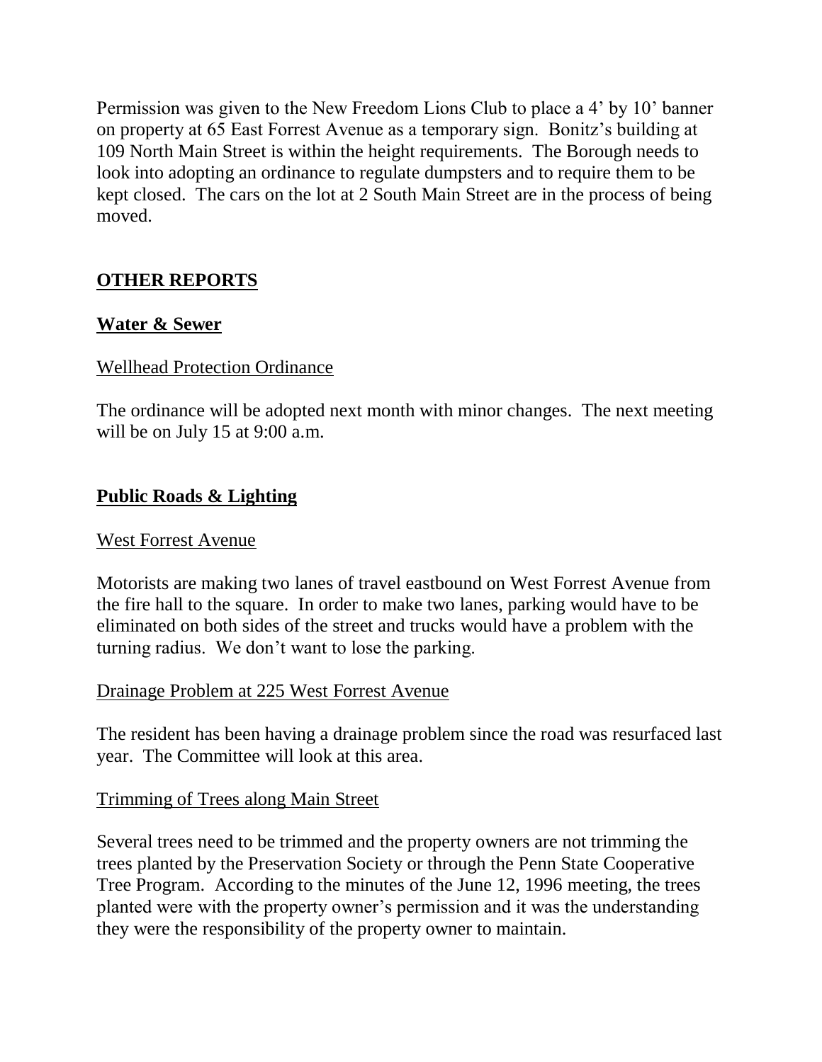Permission was given to the New Freedom Lions Club to place a 4' by 10' banner on property at 65 East Forrest Avenue as a temporary sign. Bonitz's building at 109 North Main Street is within the height requirements. The Borough needs to look into adopting an ordinance to regulate dumpsters and to require them to be kept closed. The cars on the lot at 2 South Main Street are in the process of being moved.

## **OTHER REPORTS**

### **Water & Sewer**

<u>Wellhead Protection Ordinance</u>

The ordinance will be adopted next month with minor changes. The next meeting will be on July 15 at 9:00 a.m.

### **Public Roads & Lighting**

<u>West Forrest Avenue</u>

Motorists are making two lanes of travel eastbound on West Forrest Avenue from the fire hall to the square. In order to make two lanes, parking would have to be eliminated on both sides of the street and trucks would have a problem with the turning radius. We don't want to lose the parking.

<u>Drainage Problem at 225 West Forrest Avenue</u>

The resident has been having a drainage problem since the road was resurfaced last year. The Committee will look at this area.

<u>Trimming of Trees along Main Street</u>

Several trees need to be trimmed and the property owners are not trimming the trees planted by the Preservation Society or through the Penn State Cooperative Tree Program. According to the minutes of the June 12, 1996 meeting, the trees planted were with the property owner's permission and it was the understanding they were the responsibility of the property owner to maintain.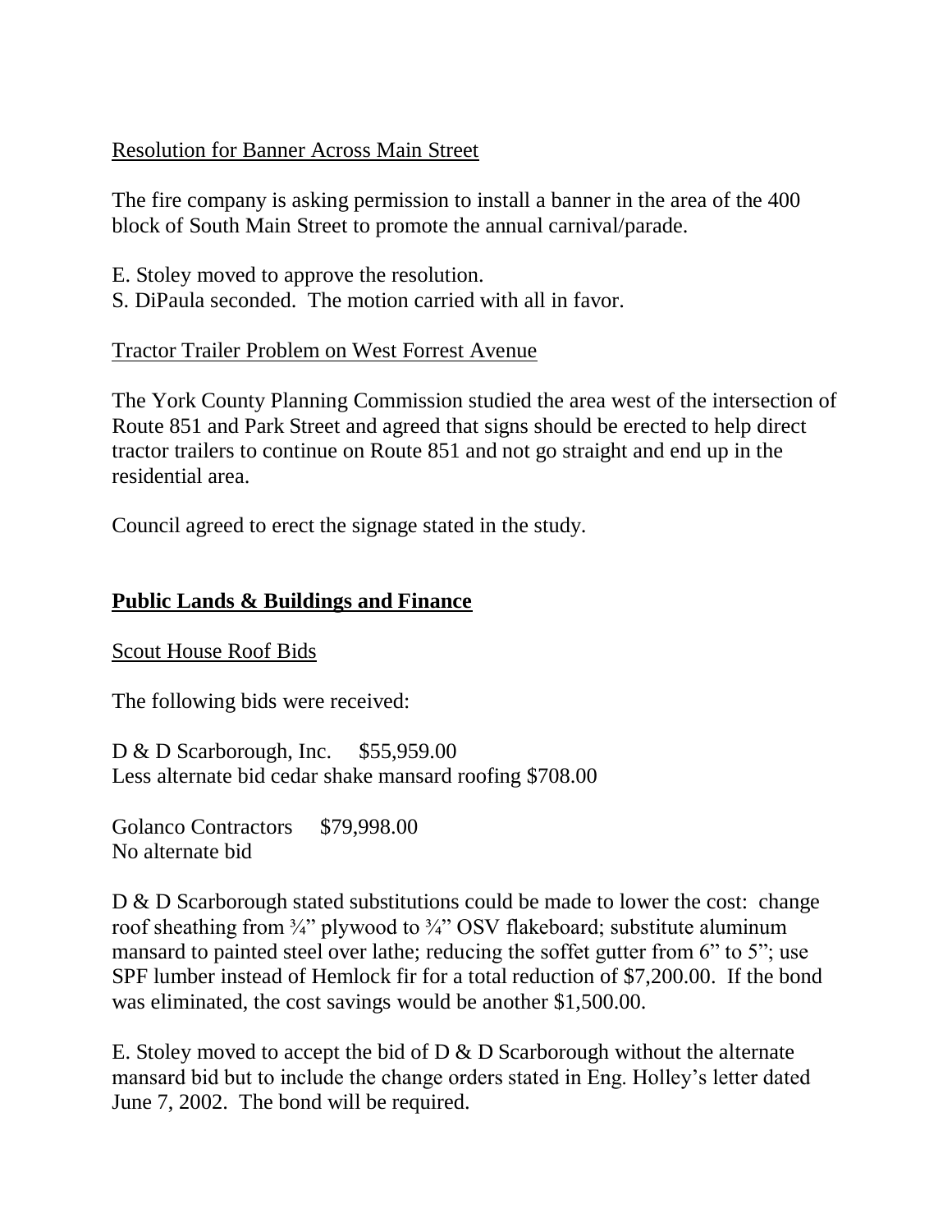Resolution for Banner Across Main Street

The fire company is asking permission to install a banner in the area of the 400 block of South Main Street to promote the annual carnival/parade.

E. Stoley moved to approve the resolution.
S. DiPaula seconded. The motion carried with all in favor.

Tractor Trailer Problem on West Forrest Avenue

The York County Planning Commission studied the area west of the intersection of Route 851 and Park Street and agreed that signs should be erected to help direct tractor trailers to continue on Route 851 and not go straight and end up in the residential area.

Council agreed to erect the signage stated in the study.

## Public Lands & Buildings and Finance

Scout House Roof Bids

The following bids were received:

D & D Scarborough, Inc. $55,959.00
Less alternate bid cedar shake mansard roofing $708.00

Golanco Contractors $79,998.00
No alternate bid

D & D Scarborough stated substitutions could be made to lower the cost: change roof sheathing from ¾" plywood to ¾" OSV flakeboard; substitute aluminum mansard to painted steel over lathe; reducing the soffet gutter from 6" to 5"; use SPF lumber instead of Hemlock fir for a total reduction of $7,200.00. If the bond was eliminated, the cost savings would be another $1,500.00.

E. Stoley moved to accept the bid of D & D Scarborough without the alternate mansard bid but to include the change orders stated in Eng. Holley's letter dated June 7, 2002. The bond will be required.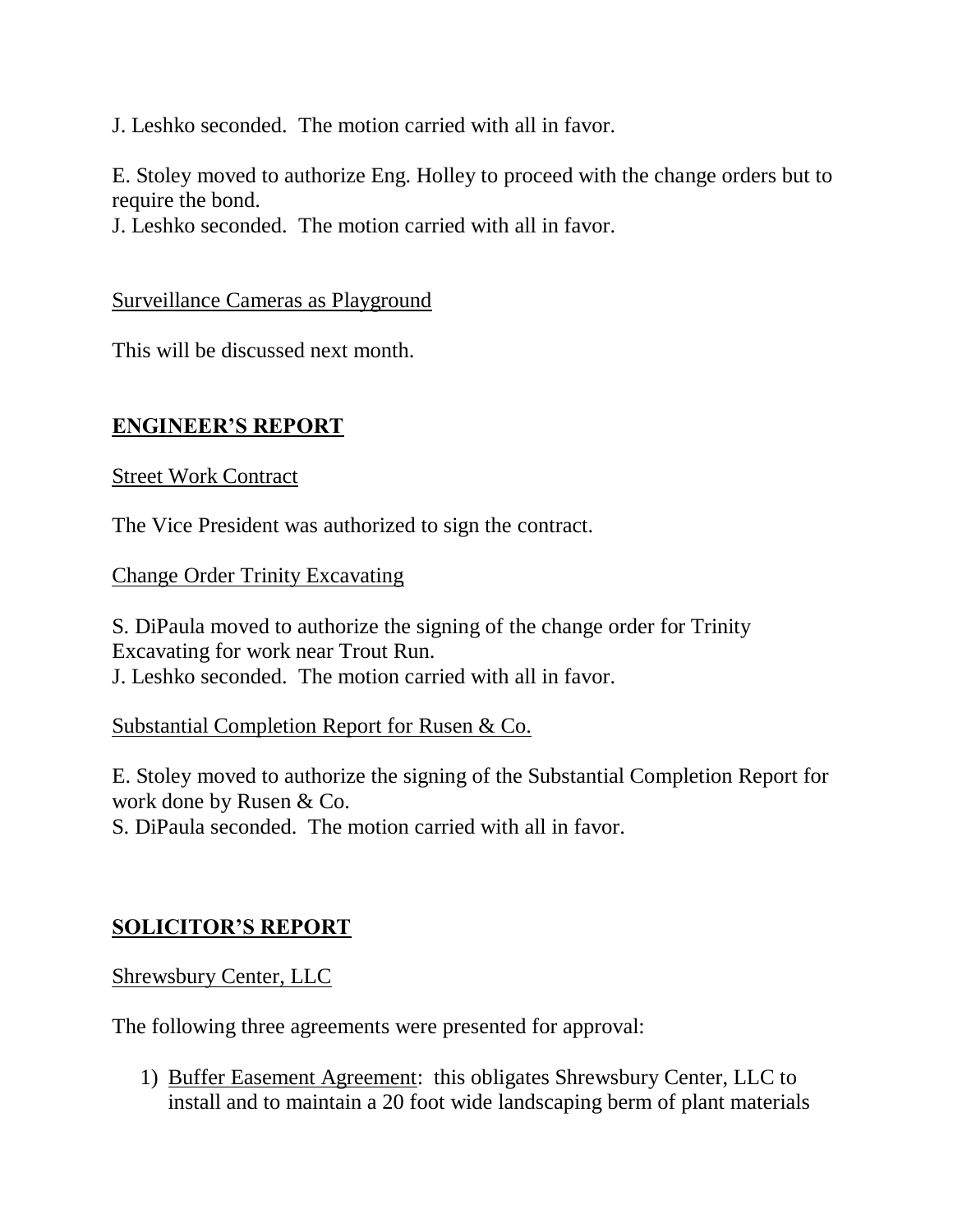J. Leshko seconded. The motion carried with all in favor.

E. Stoley moved to authorize Eng. Holley to proceed with the change orders but to require the bond.
J. Leshko seconded. The motion carried with all in favor.

Surveillance Cameras as Playground

This will be discussed next month.

## ENGINEER'S REPORT

Street Work Contract

The Vice President was authorized to sign the contract.

Change Order Trinity Excavating

S. DiPaula moved to authorize the signing of the change order for Trinity Excavating for work near Trout Run.
J. Leshko seconded. The motion carried with all in favor.

Substantial Completion Report for Rusen & Co.

E. Stoley moved to authorize the signing of the Substantial Completion Report for work done by Rusen & Co.
S. DiPaula seconded. The motion carried with all in favor.

## SOLICITOR'S REPORT

Shrewsbury Center, LLC

The following three agreements were presented for approval:

1) Buffer Easement Agreement: this obligates Shrewsbury Center, LLC to install and to maintain a 20 foot wide landscaping berm of plant materials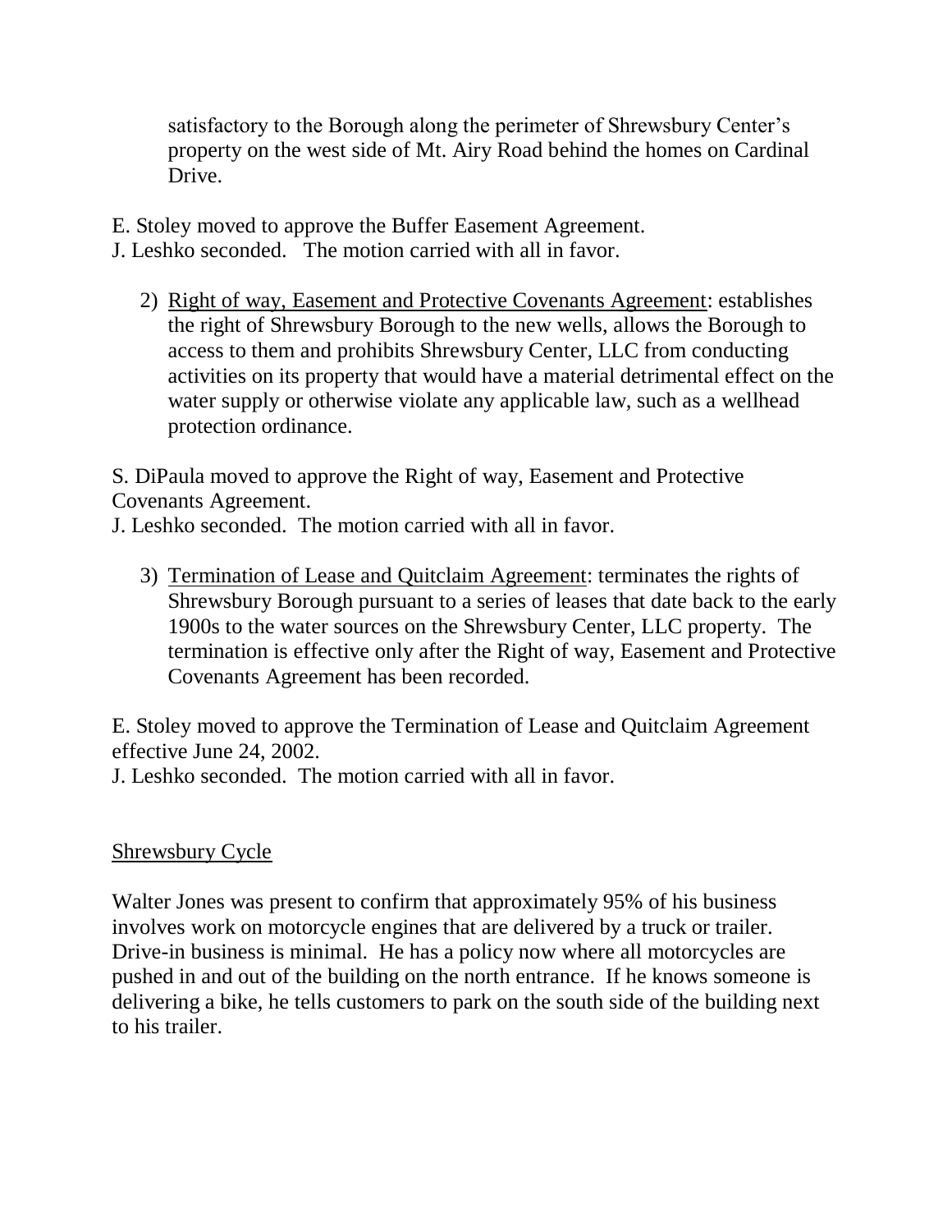satisfactory to the Borough along the perimeter of Shrewsbury Center's property on the west side of Mt. Airy Road behind the homes on Cardinal Drive.

E. Stoley moved to approve the Buffer Easement Agreement.
J. Leshko seconded. The motion carried with all in favor.

2) <u>Right of way, Easement and Protective Covenants Agreement</u>: establishes the right of Shrewsbury Borough to the new wells, allows the Borough to access to them and prohibits Shrewsbury Center, LLC from conducting activities on its property that would have a material detrimental effect on the water supply or otherwise violate any applicable law, such as a wellhead protection ordinance.

S. DiPaula moved to approve the Right of way, Easement and Protective Covenants Agreement.
J. Leshko seconded. The motion carried with all in favor.

3) <u>Termination of Lease and Quitclaim Agreement</u>: terminates the rights of Shrewsbury Borough pursuant to a series of leases that date back to the early 1900s to the water sources on the Shrewsbury Center, LLC property. The termination is effective only after the Right of way, Easement and Protective Covenants Agreement has been recorded.

E. Stoley moved to approve the Termination of Lease and Quitclaim Agreement effective June 24, 2002.
J. Leshko seconded. The motion carried with all in favor.

<u>Shrewsbury Cycle</u>

Walter Jones was present to confirm that approximately 95% of his business involves work on motorcycle engines that are delivered by a truck or trailer. Drive-in business is minimal. He has a policy now where all motorcycles are pushed in and out of the building on the north entrance. If he knows someone is delivering a bike, he tells customers to park on the south side of the building next to his trailer.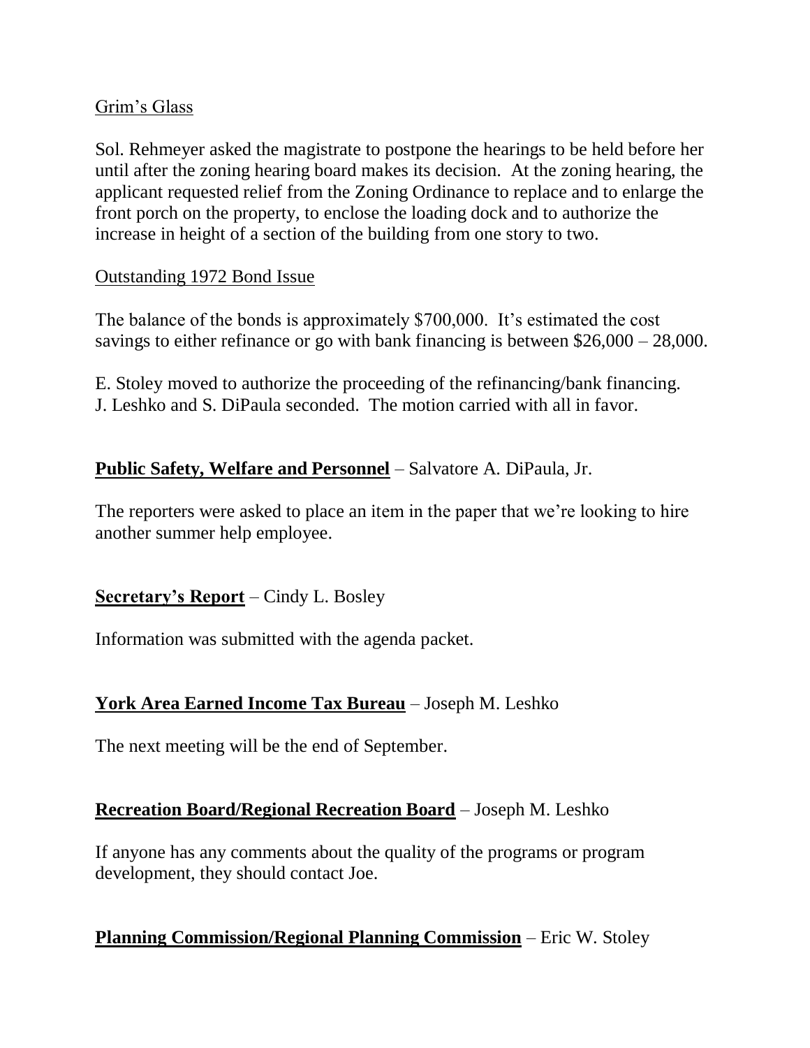Grim's Glass

Sol. Rehmeyer asked the magistrate to postpone the hearings to be held before her until after the zoning hearing board makes its decision. At the zoning hearing, the applicant requested relief from the Zoning Ordinance to replace and to enlarge the front porch on the property, to enclose the loading dock and to authorize the increase in height of a section of the building from one story to two.

Outstanding 1972 Bond Issue

The balance of the bonds is approximately $700,000. It's estimated the cost savings to either refinance or go with bank financing is between $26,000 – 28,000.

E. Stoley moved to authorize the proceeding of the refinancing/bank financing. J. Leshko and S. DiPaula seconded. The motion carried with all in favor.

**Public Safety, Welfare and Personnel** – Salvatore A. DiPaula, Jr.

The reporters were asked to place an item in the paper that we're looking to hire another summer help employee.

**Secretary's Report** – Cindy L. Bosley

Information was submitted with the agenda packet.

**York Area Earned Income Tax Bureau** – Joseph M. Leshko

The next meeting will be the end of September.

**Recreation Board/Regional Recreation Board** – Joseph M. Leshko

If anyone has any comments about the quality of the programs or program development, they should contact Joe.

**Planning Commission/Regional Planning Commission** – Eric W. Stoley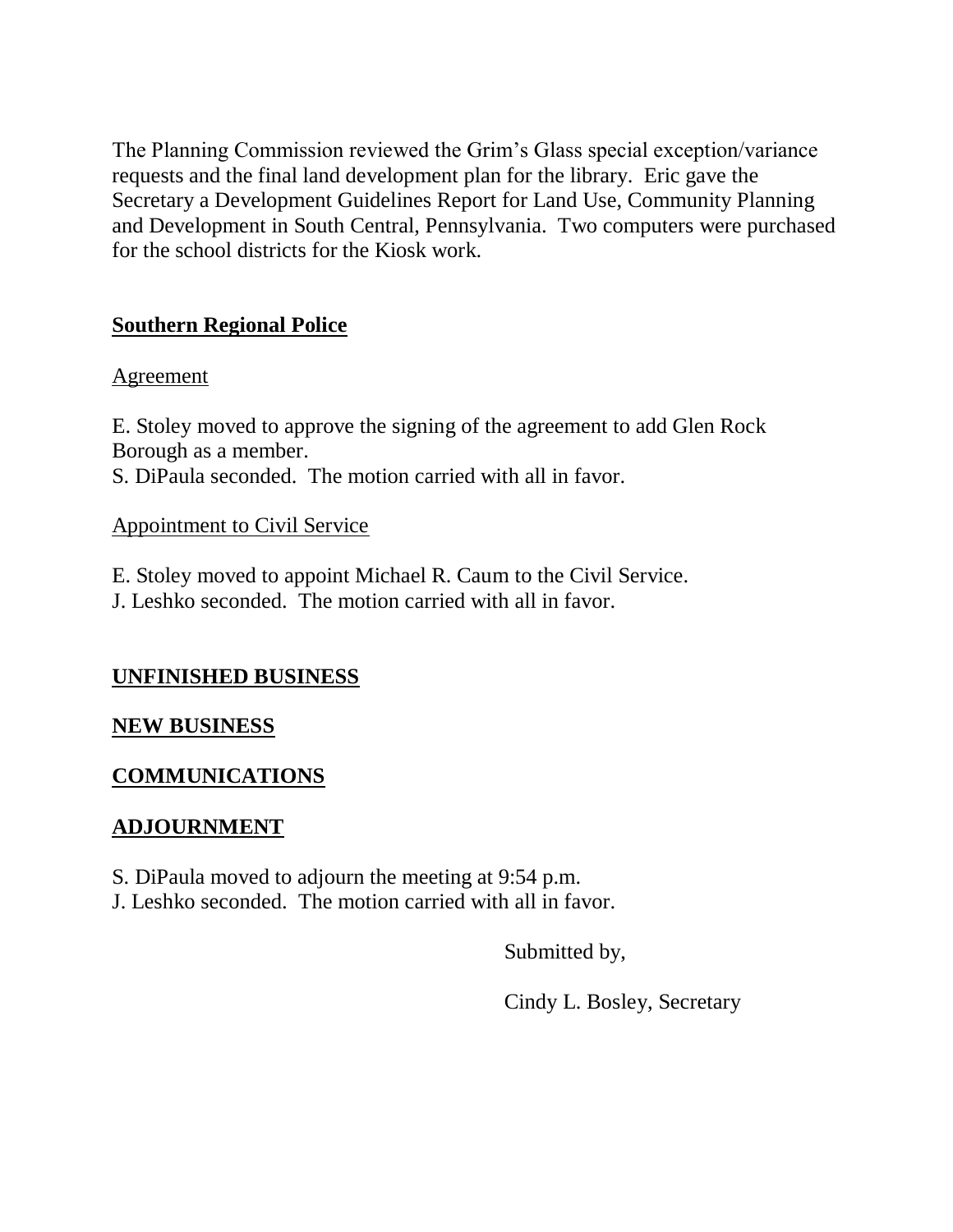The Planning Commission reviewed the Grim's Glass special exception/variance requests and the final land development plan for the library. Eric gave the Secretary a Development Guidelines Report for Land Use, Community Planning and Development in South Central, Pennsylvania. Two computers were purchased for the school districts for the Kiosk work.

## Southern Regional Police

### Agreement

E. Stoley moved to approve the signing of the agreement to add Glen Rock Borough as a member.
S. DiPaula seconded. The motion carried with all in favor.

### Appointment to Civil Service

E. Stoley moved to appoint Michael R. Caum to the Civil Service.
J. Leshko seconded. The motion carried with all in favor.

## UNFINISHED BUSINESS

## NEW BUSINESS

## COMMUNICATIONS

## ADJOURNMENT

S. DiPaula moved to adjourn the meeting at 9:54 p.m.
J. Leshko seconded. The motion carried with all in favor.

Submitted by,

Cindy L. Bosley, Secretary